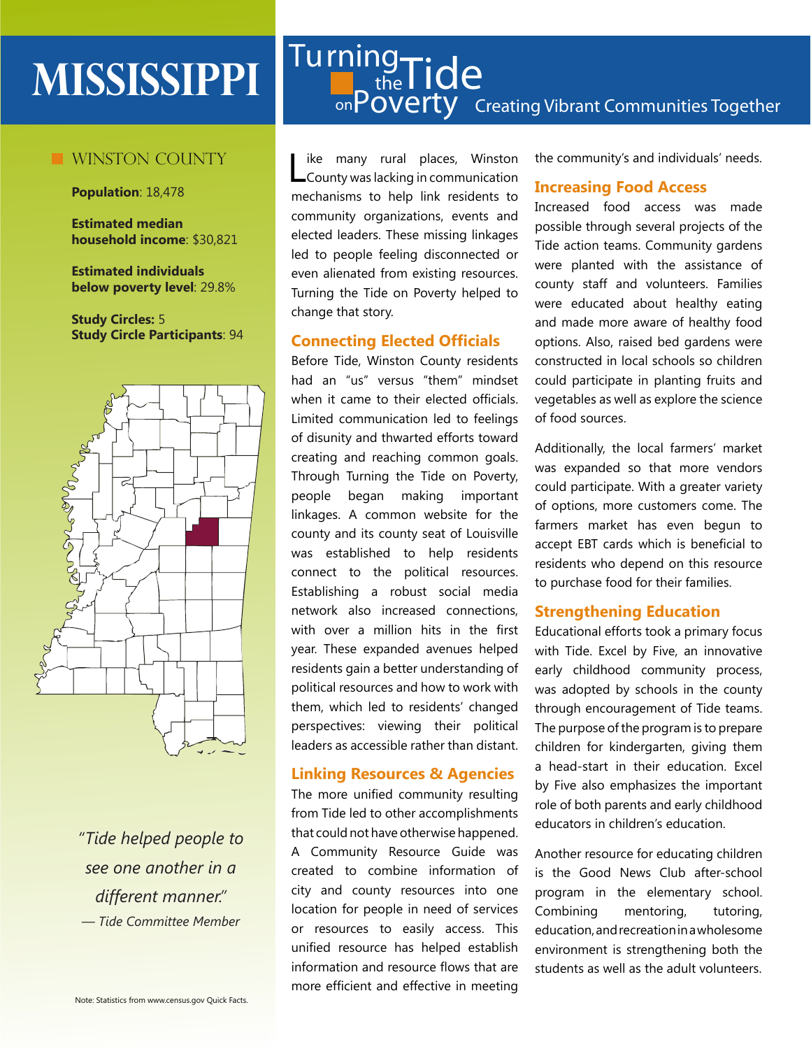# MISSISSIPPI

# Turning the Tide on Poverty

Creating Vibrant Communities Together

## WINSTON COUNTY

**Population**: 18,478

**Estimated median household income**: $30,821

**Estimated individuals below poverty level**: 29.8%

**Study Circles:** 5
**Study Circle Participants**: 94

*"Tide helped people to see one another in a different manner."*
*— Tide Committee Member*

Note: Statistics from www.census.gov Quick Facts.

Like many rural places, Winston County was lacking in communication mechanisms to help link residents to community organizations, events and elected leaders. These missing linkages led to people feeling disconnected or even alienated from existing resources. Turning the Tide on Poverty helped to change that story.

### Connecting Elected Officials

Before Tide, Winston County residents had an "us" versus "them" mindset when it came to their elected officials. Limited communication led to feelings of disunity and thwarted efforts toward creating and reaching common goals. Through Turning the Tide on Poverty, people began making important linkages. A common website for the county and its county seat of Louisville was established to help residents connect to the political resources. Establishing a robust social media network also increased connections, with over a million hits in the first year. These expanded avenues helped residents gain a better understanding of political resources and how to work with them, which led to residents' changed perspectives: viewing their political leaders as accessible rather than distant.

### Linking Resources & Agencies

The more unified community resulting from Tide led to other accomplishments that could not have otherwise happened. A Community Resource Guide was created to combine information of city and county resources into one location for people in need of services or resources to easily access. This unified resource has helped establish information and resource flows that are more efficient and effective in meeting the community's and individuals' needs.

### Increasing Food Access

Increased food access was made possible through several projects of the Tide action teams. Community gardens were planted with the assistance of county staff and volunteers. Families were educated about healthy eating and made more aware of healthy food options. Also, raised bed gardens were constructed in local schools so children could participate in planting fruits and vegetables as well as explore the science of food sources.

Additionally, the local farmers' market was expanded so that more vendors could participate. With a greater variety of options, more customers come. The farmers market has even begun to accept EBT cards which is beneficial to residents who depend on this resource to purchase food for their families.

### Strengthening Education

Educational efforts took a primary focus with Tide. Excel by Five, an innovative early childhood community process, was adopted by schools in the county through encouragement of Tide teams. The purpose of the program is to prepare children for kindergarten, giving them a head-start in their education. Excel by Five also emphasizes the important role of both parents and early childhood educators in children's education.

Another resource for educating children is the Good News Club after-school program in the elementary school. Combining mentoring, tutoring, education, and recreation in a wholesome environment is strengthening both the students as well as the adult volunteers.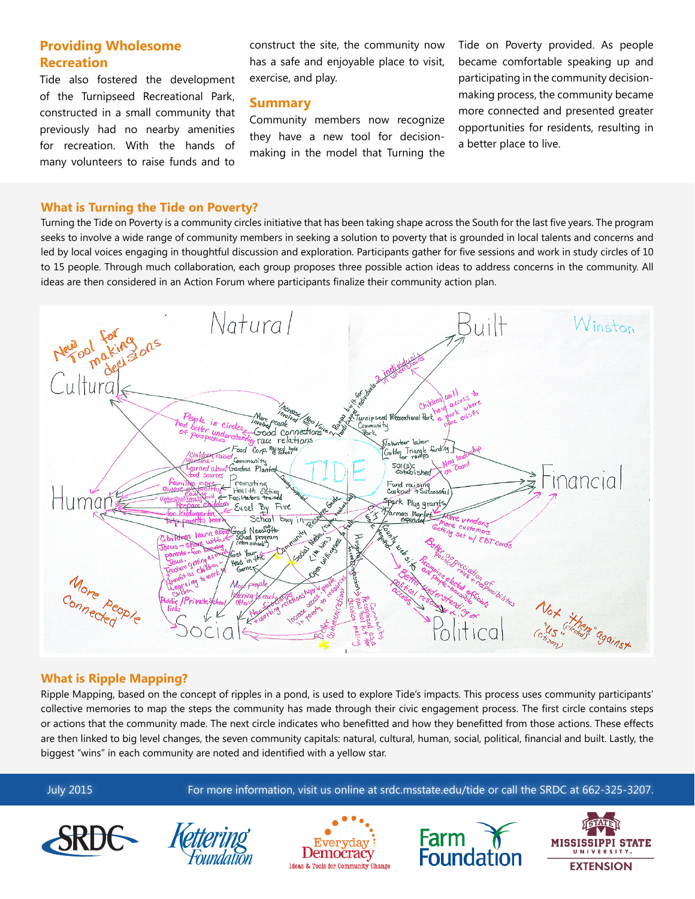## Providing Wholesome Recreation

Tide also fostered the development of the Turnipseed Recreational Park, constructed in a small community that previously had no nearby amenities for recreation. With the hands of many volunteers to raise funds and to construct the site, the community now has a safe and enjoyable place to visit, exercise, and play.

## Summary

Community members now recognize they have a new tool for decision-making in the model that Turning the Tide on Poverty provided. As people became comfortable speaking up and participating in the community decision-making process, the community became more connected and presented greater opportunities for residents, resulting in a better place to live.

## What is Turning the Tide on Poverty?

Turning the Tide on Poverty is a community circles initiative that has been taking shape across the South for the last five years. The program seeks to involve a wide range of community members in seeking a solution to poverty that is grounded in local talents and concerns and led by local voices engaging in thoughtful discussion and exploration. Participants gather for five sessions and work in study circles of 10 to 15 people. Through much collaboration, each group proposes three possible action ideas to address concerns in the community. All ideas are then considered in an Action Forum where participants finalize their community action plan.

## What is Ripple Mapping?

Ripple Mapping, based on the concept of ripples in a pond, is used to explore Tide's impacts. This process uses community participants' collective memories to map the steps the community has made through their civic engagement process. The first circle contains steps or actions that the community made. The next circle indicates who benefitted and how they benefitted from those actions. These effects are then linked to big level changes, the seven community capitals: natural, cultural, human, social, political, financial and built. Lastly, the biggest "wins" in each community are noted and identified with a yellow star.

July 2015

For more information, visit us online at srdc.msstate.edu/tide or call the SRDC at 662-325-3207.